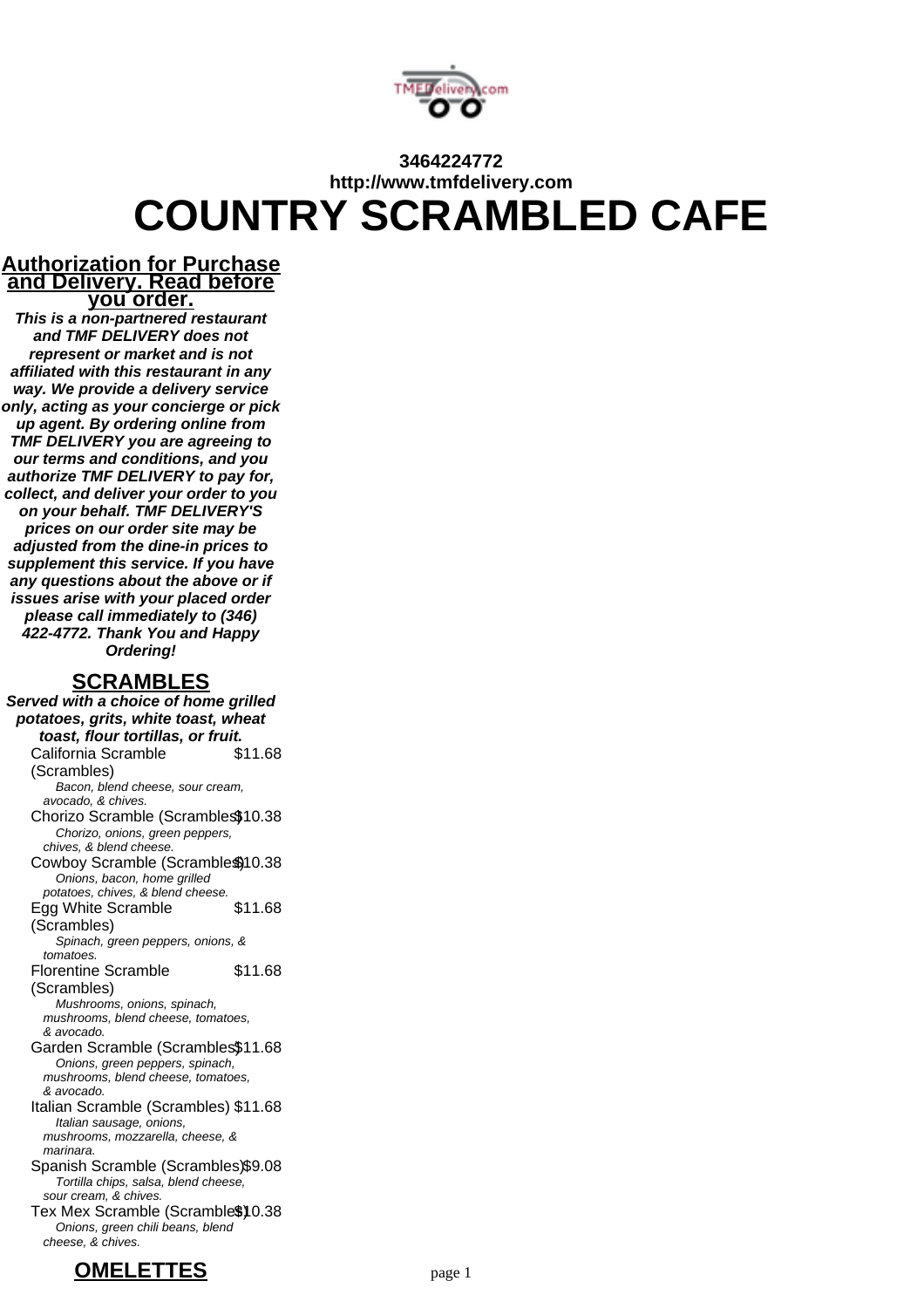**3464224772**
**http://www.tmfdelivery.com**

# COUNTRY SCRAMBLED CAFE

## Authorization for Purchase and Delivery. Read before you order.

***This is a non-partnered restaurant and TMF DELIVERY does not represent or market and is not affiliated with this restaurant in any way. We provide a delivery service only, acting as your concierge or pick up agent. By ordering online from TMF DELIVERY you are agreeing to our terms and conditions, and you authorize TMF DELIVERY to pay for, collect, and deliver your order to you on your behalf. TMF DELIVERY'S prices on our order site may be adjusted from the dine-in prices to supplement this service. If you have any questions about the above or if issues arise with your placed order please call immediately to (346) 422-4772. Thank You and Happy Ordering!***

## SCRAMBLES

***Served with a choice of home grilled potatoes, grits, white toast, wheat toast, flour tortillas, or fruit.***

California Scramble (Scrambles) $11.68
*Bacon, blend cheese, sour cream, avocado, & chives.*

Chorizo Scramble (Scrambles) $10.38
*Chorizo, onions, green peppers, chives, & blend cheese.*

Cowboy Scramble (Scrambles) $10.38
*Onions, bacon, home grilled potatoes, chives, & blend cheese.*

Egg White Scramble (Scrambles) $11.68
*Spinach, green peppers, onions, & tomatoes.*

Florentine Scramble (Scrambles) $11.68
*Mushrooms, onions, spinach, mushrooms, blend cheese, tomatoes, & avocado.*

Garden Scramble (Scrambles) $11.68
*Onions, green peppers, spinach, mushrooms, blend cheese, tomatoes, & avocado.*

Italian Scramble (Scrambles) $11.68
*Italian sausage, onions, mushrooms, mozzarella, cheese, & marinara.*

Spanish Scramble (Scrambles) $9.08
*Tortilla chips, salsa, blend cheese, sour cream, & chives.*

Tex Mex Scramble (Scrambles) $10.38
*Onions, green chili beans, blend cheese, & chives.*

## OMELETTES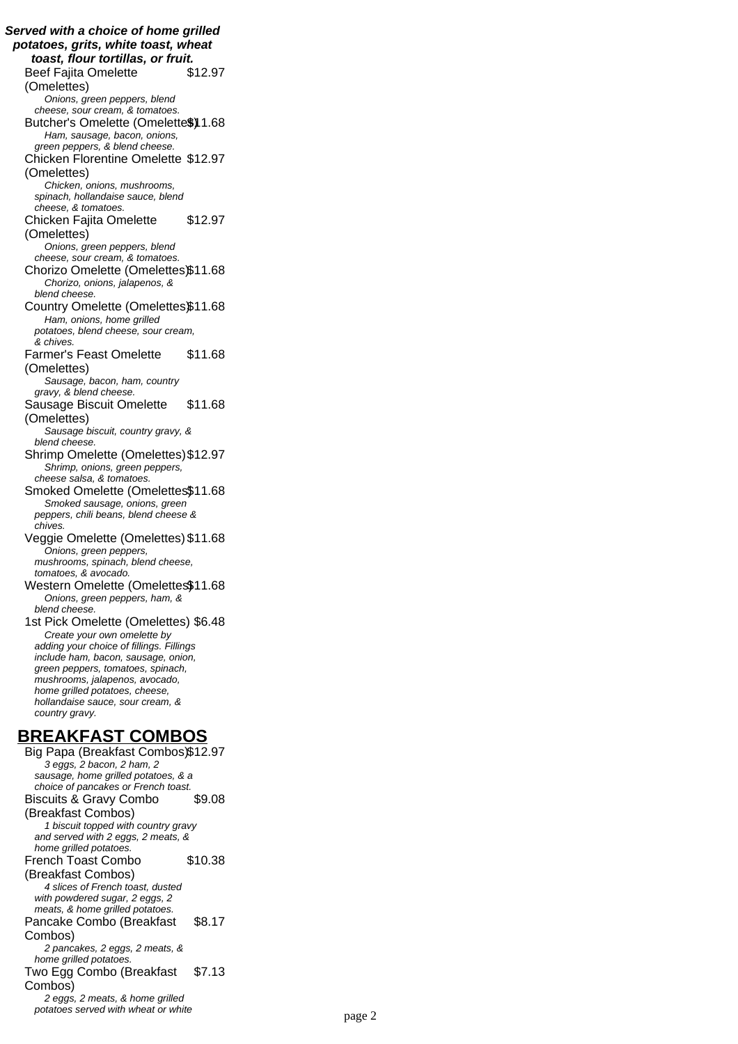***Served with a choice of home grilled potatoes, grits, white toast, wheat toast, flour tortillas, or fruit.***

Beef Fajita Omelette (Omelettes) $12.97
*Onions, green peppers, blend cheese, sour cream, & tomatoes.*

Butcher's Omelette (Omelettes) $11.68
*Ham, sausage, bacon, onions, green peppers, & blend cheese.*

Chicken Florentine Omelette (Omelettes) $12.97
*Chicken, onions, mushrooms, spinach, hollandaise sauce, blend cheese, & tomatoes.*

Chicken Fajita Omelette (Omelettes) $12.97
*Onions, green peppers, blend cheese, sour cream, & tomatoes.*

Chorizo Omelette (Omelettes) $11.68
*Chorizo, onions, jalapenos, & blend cheese.*

Country Omelette (Omelettes) $11.68
*Ham, onions, home grilled potatoes, blend cheese, sour cream, & chives.*

Farmer's Feast Omelette (Omelettes) $11.68
*Sausage, bacon, ham, country gravy, & blend cheese.*

Sausage Biscuit Omelette (Omelettes) $11.68
*Sausage biscuit, country gravy, & blend cheese.*

Shrimp Omelette (Omelettes) $12.97
*Shrimp, onions, green peppers, cheese salsa, & tomatoes.*

Smoked Omelette (Omelettes) $11.68
*Smoked sausage, onions, green peppers, chili beans, blend cheese & chives.*

Veggie Omelette (Omelettes) $11.68
*Onions, green peppers, mushrooms, spinach, blend cheese, tomatoes, & avocado.*

Western Omelette (Omelettes) $11.68
*Onions, green peppers, ham, & blend cheese.*

1st Pick Omelette (Omelettes) $6.48
*Create your own omelette by adding your choice of fillings. Fillings include ham, bacon, sausage, onion, green peppers, tomatoes, spinach, mushrooms, jalapenos, avocado, home grilled potatoes, cheese, hollandaise sauce, sour cream, & country gravy.*

## BREAKFAST COMBOS

Big Papa (Breakfast Combos) $12.97
*3 eggs, 2 bacon, 2 ham, 2 sausage, home grilled potatoes, & a choice of pancakes or French toast.*

Biscuits & Gravy Combo (Breakfast Combos) $9.08
*1 biscuit topped with country gravy and served with 2 eggs, 2 meats, & home grilled potatoes.*

French Toast Combo (Breakfast Combos) $10.38
*4 slices of French toast, dusted with powdered sugar, 2 eggs, 2 meats, & home grilled potatoes.*

Pancake Combo (Breakfast Combos) $8.17
*2 pancakes, 2 eggs, 2 meats, & home grilled potatoes.*

Two Egg Combo (Breakfast Combos) $7.13
*2 eggs, 2 meats, & home grilled potatoes served with wheat or white*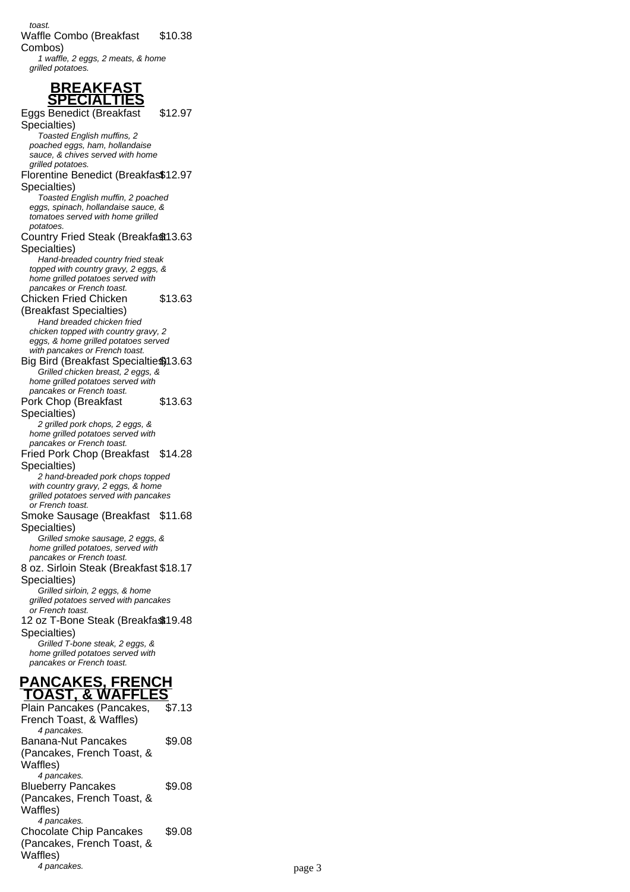toast.

Waffle Combo (Breakfast Combos) $10.38

*1 waffle, 2 eggs, 2 meats, & home grilled potatoes.*

## BREAKFAST SPECIALTIES

Eggs Benedict (Breakfast Specialties) $12.97

*Toasted English muffins, 2 poached eggs, ham, hollandaise sauce, & chives served with home grilled potatoes.*

Florentine Benedict (Breakfast Specialties) $12.97

*Toasted English muffin, 2 poached eggs, spinach, hollandaise sauce, & tomatoes served with home grilled potatoes.*

Country Fried Steak (Breakfast Specialties) $13.63

*Hand-breaded country fried steak topped with country gravy, 2 eggs, & home grilled potatoes served with pancakes or French toast.*

Chicken Fried Chicken (Breakfast Specialties) $13.63

*Hand breaded chicken fried chicken topped with country gravy, 2 eggs, & home grilled potatoes served with pancakes or French toast.*

Big Bird (Breakfast Specialties) $13.63

*Grilled chicken breast, 2 eggs, & home grilled potatoes served with pancakes or French toast.*

Pork Chop (Breakfast Specialties) $13.63

*2 grilled pork chops, 2 eggs, & home grilled potatoes served with pancakes or French toast.*

Fried Pork Chop (Breakfast Specialties) $14.28

*2 hand-breaded pork chops topped with country gravy, 2 eggs, & home grilled potatoes served with pancakes or French toast.*

Smoke Sausage (Breakfast Specialties) $11.68

*Grilled smoke sausage, 2 eggs, & home grilled potatoes, served with pancakes or French toast.*

8 oz. Sirloin Steak (Breakfast Specialties) $18.17

*Grilled sirloin, 2 eggs, & home grilled potatoes served with pancakes or French toast.*

12 oz T-Bone Steak (Breakfast Specialties) $19.48

*Grilled T-bone steak, 2 eggs, & home grilled potatoes served with pancakes or French toast.*

## PANCAKES, FRENCH TOAST, & WAFFLES

Plain Pancakes (Pancakes, French Toast, & Waffles) $7.13

*4 pancakes.*

Banana-Nut Pancakes (Pancakes, French Toast, & Waffles) $9.08

*4 pancakes.*

Blueberry Pancakes (Pancakes, French Toast, & Waffles) $9.08

*4 pancakes.*

Chocolate Chip Pancakes (Pancakes, French Toast, & Waffles) $9.08

*4 pancakes.*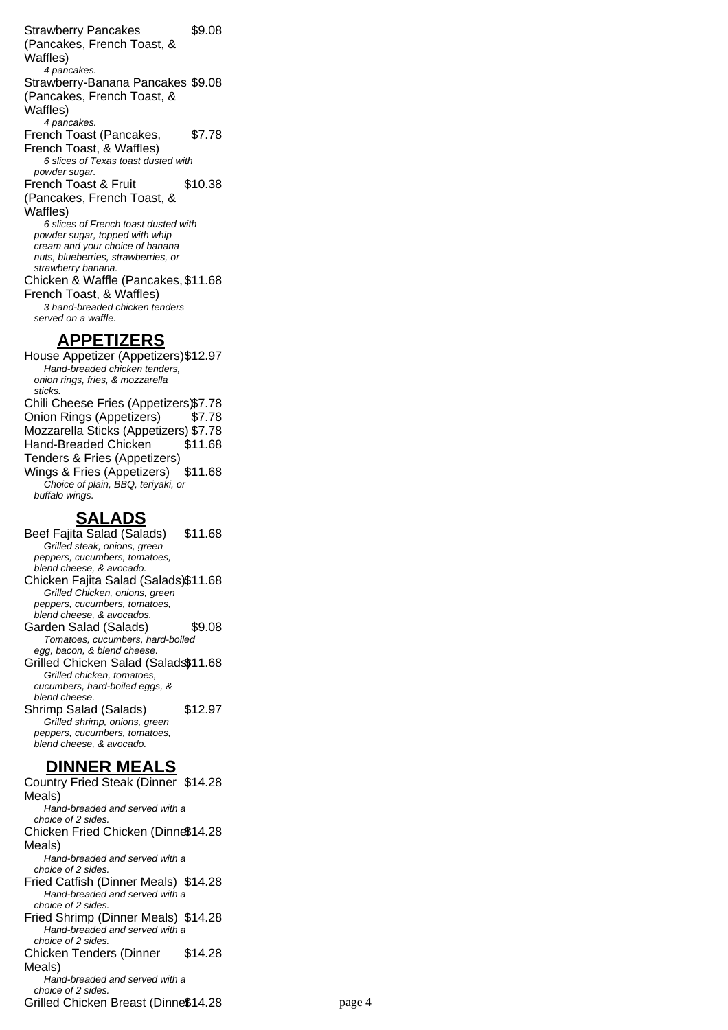Strawberry Pancakes (Pancakes, French Toast, & Waffles) $9.08

*4 pancakes.*

Strawberry-Banana Pancakes (Pancakes, French Toast, & Waffles) $9.08

*4 pancakes.*

French Toast (Pancakes, French Toast, & Waffles) $7.78

*6 slices of Texas toast dusted with powder sugar.*

French Toast & Fruit (Pancakes, French Toast, & Waffles) $10.38

*6 slices of French toast dusted with powder sugar, topped with whip cream and your choice of banana nuts, blueberries, strawberries, or strawberry banana.*

Chicken & Waffle (Pancakes, French Toast, & Waffles) $11.68

*3 hand-breaded chicken tenders served on a waffle.*

## APPETIZERS

House Appetizer (Appetizers) $12.97

*Hand-breaded chicken tenders, onion rings, fries, & mozzarella sticks.*

Chili Cheese Fries (Appetizers) $7.78

Onion Rings (Appetizers) $7.78

Mozzarella Sticks (Appetizers) $7.78

Hand-Breaded Chicken Tenders & Fries (Appetizers) $11.68

Wings & Fries (Appetizers) $11.68

*Choice of plain, BBQ, teriyaki, or buffalo wings.*

## SALADS

Beef Fajita Salad (Salads) $11.68

*Grilled steak, onions, green peppers, cucumbers, tomatoes, blend cheese, & avocado.*

Chicken Fajita Salad (Salads) $11.68

*Grilled Chicken, onions, green peppers, cucumbers, tomatoes, blend cheese, & avocados.*

Garden Salad (Salads) $9.08

*Tomatoes, cucumbers, hard-boiled egg, bacon, & blend cheese.*

Grilled Chicken Salad (Salads) $11.68

*Grilled chicken, tomatoes, cucumbers, hard-boiled eggs, & blend cheese.*

Shrimp Salad (Salads) $12.97

*Grilled shrimp, onions, green peppers, cucumbers, tomatoes, blend cheese, & avocado.*

## DINNER MEALS

Country Fried Steak (Dinner Meals) $14.28

*Hand-breaded and served with a choice of 2 sides.*

Chicken Fried Chicken (Dinner Meals) $14.28

*Hand-breaded and served with a choice of 2 sides.*

Fried Catfish (Dinner Meals) $14.28

*Hand-breaded and served with a choice of 2 sides.*

Fried Shrimp (Dinner Meals) $14.28

*Hand-breaded and served with a choice of 2 sides.*

Chicken Tenders (Dinner Meals) $14.28

*Hand-breaded and served with a choice of 2 sides.*

Grilled Chicken Breast (Dinner $14.28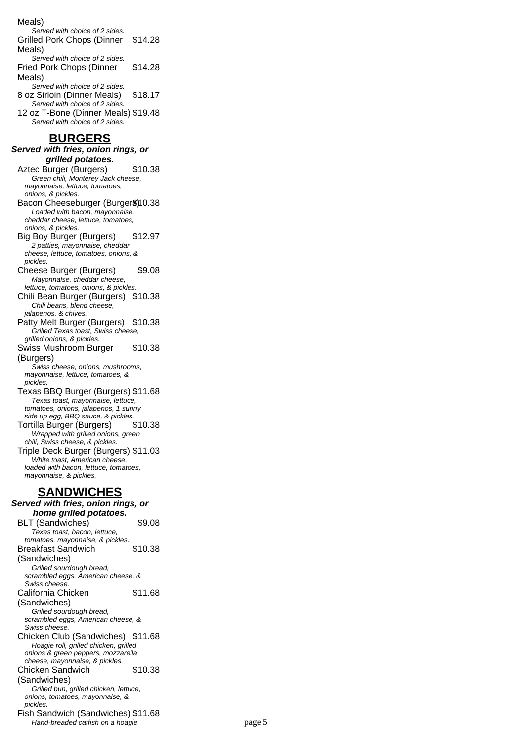Meals)
*Served with choice of 2 sides.*

Grilled Pork Chops (Dinner Meals) $14.28
*Served with choice of 2 sides.*

Fried Pork Chops (Dinner Meals) $14.28
*Served with choice of 2 sides.*

8 oz Sirloin (Dinner Meals) $18.17
*Served with choice of 2 sides.*

12 oz T-Bone (Dinner Meals) $19.48
*Served with choice of 2 sides.*

## BURGERS

***Served with fries, onion rings, or grilled potatoes.***

Aztec Burger (Burgers) $10.38
*Green chili, Monterey Jack cheese, mayonnaise, lettuce, tomatoes, onions, & pickles.*

Bacon Cheeseburger (Burgers) $10.38
*Loaded with bacon, mayonnaise, cheddar cheese, lettuce, tomatoes, onions, & pickles.*

Big Boy Burger (Burgers) $12.97
*2 patties, mayonnaise, cheddar cheese, lettuce, tomatoes, onions, & pickles.*

Cheese Burger (Burgers) $9.08
*Mayonnaise, cheddar cheese, lettuce, tomatoes, onions, & pickles.*

Chili Bean Burger (Burgers) $10.38
*Chili beans, blend cheese, jalapenos, & chives.*

Patty Melt Burger (Burgers) $10.38
*Grilled Texas toast, Swiss cheese, grilled onions, & pickles.*

Swiss Mushroom Burger (Burgers) $10.38
*Swiss cheese, onions, mushrooms, mayonnaise, lettuce, tomatoes, & pickles.*

Texas BBQ Burger (Burgers) $11.68
*Texas toast, mayonnaise, lettuce, tomatoes, onions, jalapenos, 1 sunny side up egg, BBQ sauce, & pickles.*

Tortilla Burger (Burgers) $10.38
*Wrapped with grilled onions, green chili, Swiss cheese, & pickles.*

Triple Deck Burger (Burgers) $11.03
*White toast, American cheese, loaded with bacon, lettuce, tomatoes, mayonnaise, & pickles.*

## SANDWICHES

***Served with fries, onion rings, or home grilled potatoes.***

BLT (Sandwiches) $9.08
*Texas toast, bacon, lettuce, tomatoes, mayonnaise, & pickles.*

Breakfast Sandwich (Sandwiches) $10.38
*Grilled sourdough bread, scrambled eggs, American cheese, & Swiss cheese.*

California Chicken (Sandwiches) $11.68
*Grilled sourdough bread, scrambled eggs, American cheese, & Swiss cheese.*

Chicken Club (Sandwiches) $11.68
*Hoagie roll, grilled chicken, grilled onions & green peppers, mozzarella cheese, mayonnaise, & pickles.*

Chicken Sandwich (Sandwiches) $10.38
*Grilled bun, grilled chicken, lettuce, onions, tomatoes, mayonnaise, & pickles.*

Fish Sandwich (Sandwiches) $11.68
*Hand-breaded catfish on a hoagie*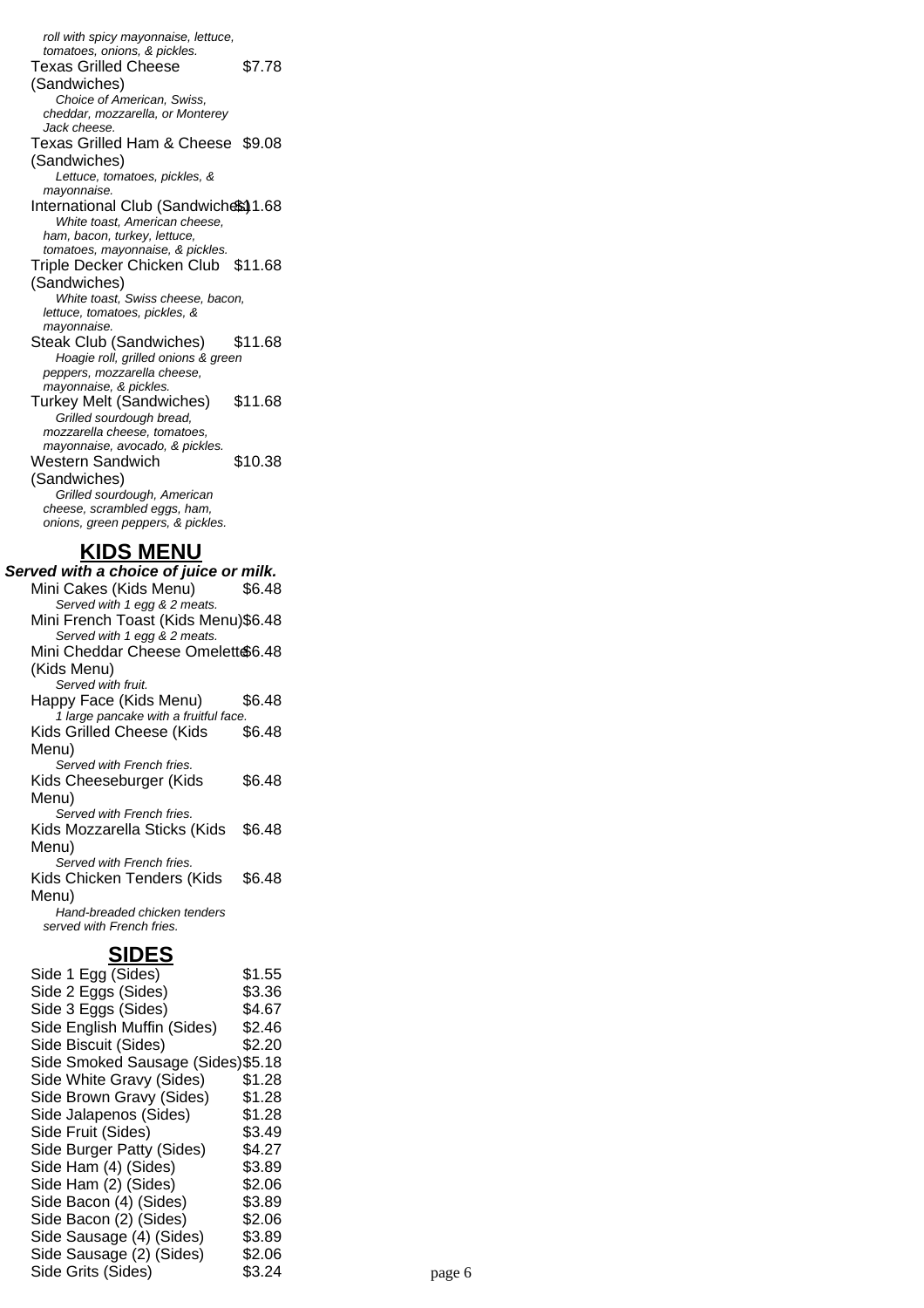*roll with spicy mayonnaise, lettuce, tomatoes, onions, & pickles.*

Texas Grilled Cheese (Sandwiches) $7.78
*Choice of American, Swiss, cheddar, mozzarella, or Monterey Jack cheese.*

Texas Grilled Ham & Cheese (Sandwiches) $9.08
*Lettuce, tomatoes, pickles, & mayonnaise.*

International Club (Sandwiches) $11.68
*White toast, American cheese, ham, bacon, turkey, lettuce, tomatoes, mayonnaise, & pickles.*

Triple Decker Chicken Club (Sandwiches) $11.68
*White toast, Swiss cheese, bacon, lettuce, tomatoes, pickles, & mayonnaise.*

Steak Club (Sandwiches) $11.68
*Hoagie roll, grilled onions & green peppers, mozzarella cheese, mayonnaise, & pickles.*

Turkey Melt (Sandwiches) $11.68
*Grilled sourdough bread, mozzarella cheese, tomatoes, mayonnaise, avocado, & pickles.*

Western Sandwich (Sandwiches) $10.38
*Grilled sourdough, American cheese, scrambled eggs, ham, onions, green peppers, & pickles.*

## KIDS MENU

***Served with a choice of juice or milk.***

Mini Cakes (Kids Menu) $6.48
*Served with 1 egg & 2 meats.*

Mini French Toast (Kids Menu) $6.48
*Served with 1 egg & 2 meats.*

Mini Cheddar Cheese Omelette (Kids Menu) $6.48
*Served with fruit.*

Happy Face (Kids Menu) $6.48
*1 large pancake with a fruitful face.*

Kids Grilled Cheese (Kids Menu) $6.48
*Served with French fries.*

Kids Cheeseburger (Kids Menu) $6.48
*Served with French fries.*

Kids Mozzarella Sticks (Kids Menu) $6.48
*Served with French fries.*

Kids Chicken Tenders (Kids Menu) $6.48
*Hand-breaded chicken tenders served with French fries.*

## SIDES

Side 1 Egg (Sides) $1.55
Side 2 Eggs (Sides) $3.36
Side 3 Eggs (Sides) $4.67
Side English Muffin (Sides) $2.46
Side Biscuit (Sides) $2.20
Side Smoked Sausage (Sides) $5.18
Side White Gravy (Sides) $1.28
Side Brown Gravy (Sides) $1.28
Side Jalapenos (Sides) $1.28
Side Fruit (Sides) $3.49
Side Burger Patty (Sides) $4.27
Side Ham (4) (Sides) $3.89
Side Ham (2) (Sides) $2.06
Side Bacon (4) (Sides) $3.89
Side Bacon (2) (Sides) $2.06
Side Sausage (4) (Sides) $3.89
Side Sausage (2) (Sides) $2.06
Side Grits (Sides) $3.24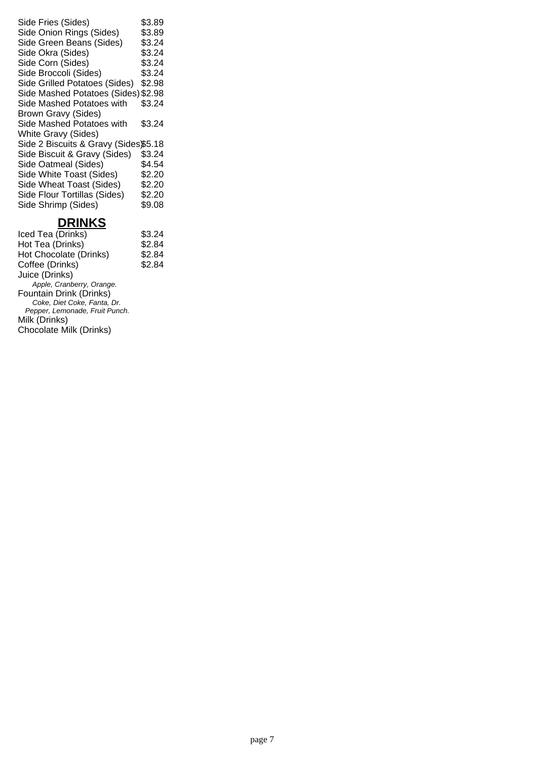| | |
|---|---|
| Side Fries (Sides) | $3.89 |
| Side Onion Rings (Sides) | $3.89 |
| Side Green Beans (Sides) | $3.24 |
| Side Okra (Sides) | $3.24 |
| Side Corn (Sides) | $3.24 |
| Side Broccoli (Sides) | $3.24 |
| Side Grilled Potatoes (Sides) | $2.98 |
| Side Mashed Potatoes (Sides) | $2.98 |
| Side Mashed Potatoes with Brown Gravy (Sides) | $3.24 |
| Side Mashed Potatoes with White Gravy (Sides) | $3.24 |
| Side 2 Biscuits & Gravy (Sides) | $5.18 |
| Side Biscuit & Gravy (Sides) | $3.24 |
| Side Oatmeal (Sides) | $4.54 |
| Side White Toast (Sides) | $2.20 |
| Side Wheat Toast (Sides) | $2.20 |
| Side Flour Tortillas (Sides) | $2.20 |
| Side Shrimp (Sides) | $9.08 |

## DRINKS

| | |
|---|---|
| Iced Tea (Drinks) | $3.24 |
| Hot Tea (Drinks) | $2.84 |
| Hot Chocolate (Drinks) | $2.84 |
| Coffee (Drinks) | $2.84 |
| Juice (Drinks)<br>*Apple, Cranberry, Orange.* | |
| Fountain Drink (Drinks)<br>*Coke, Diet Coke, Fanta, Dr. Pepper, Lemonade, Fruit Punch.* | |
| Milk (Drinks) | |
| Chocolate Milk (Drinks) | |